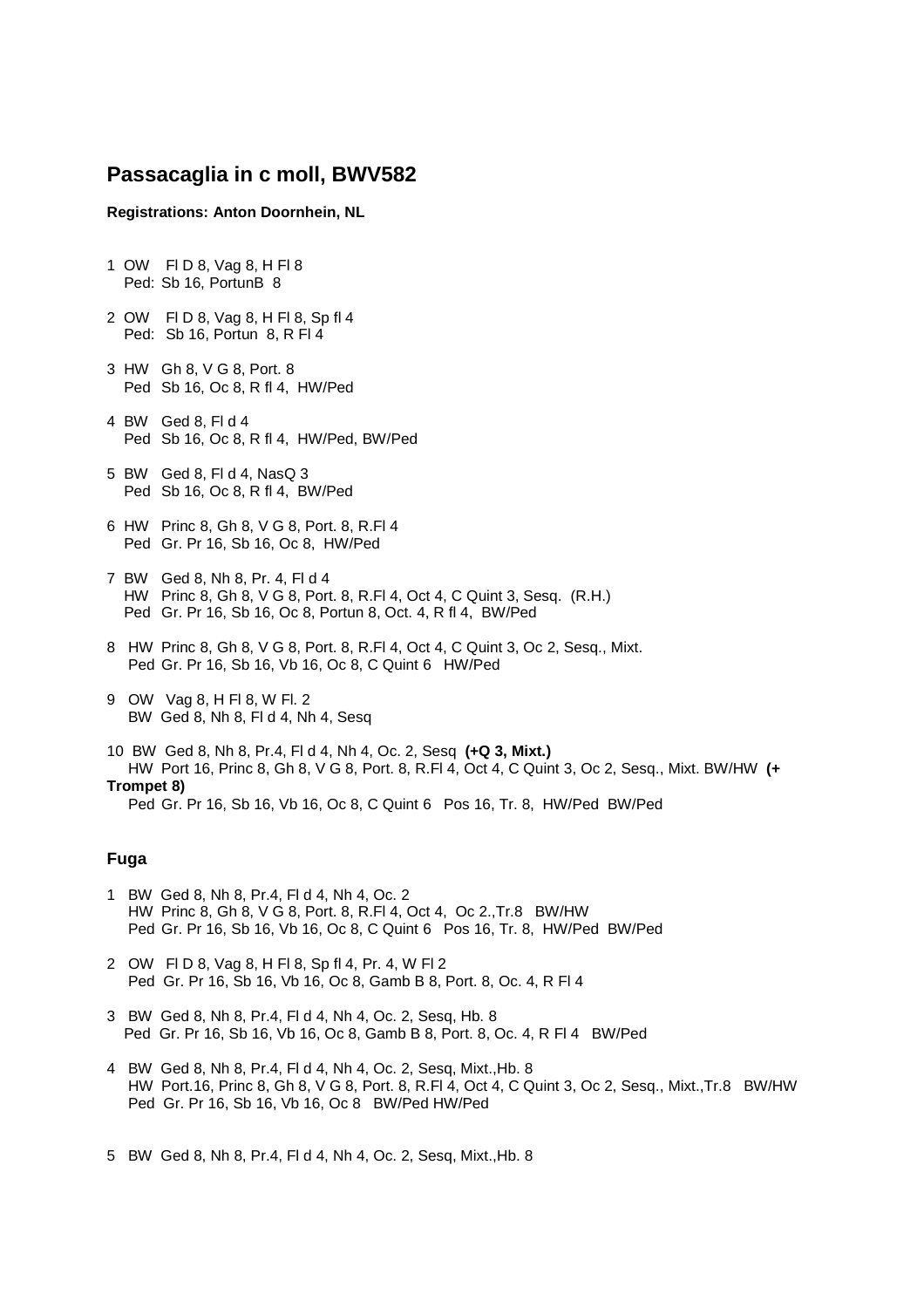## Passacaglia in c moll, BWV582

**Registrations: Anton Doornhein, NL**

1 OW Fl D 8, Vag 8, H Fl 8
Ped: Sb 16, PortunB 8

2 OW Fl D 8, Vag 8, H Fl 8, Sp fl 4
Ped: Sb 16, Portun 8, R Fl 4

3 HW Gh 8, V G 8, Port. 8
Ped Sb 16, Oc 8, R fl 4, HW/Ped

4 BW Ged 8, Fl d 4
Ped Sb 16, Oc 8, R fl 4, HW/Ped, BW/Ped

5 BW Ged 8, Fl d 4, NasQ 3
Ped Sb 16, Oc 8, R fl 4, BW/Ped

6 HW Princ 8, Gh 8, V G 8, Port. 8, R.Fl 4
Ped Gr. Pr 16, Sb 16, Oc 8, HW/Ped

7 BW Ged 8, Nh 8, Pr. 4, Fl d 4
HW Princ 8, Gh 8, V G 8, Port. 8, R.Fl 4, Oct 4, C Quint 3, Sesq. (R.H.)
Ped Gr. Pr 16, Sb 16, Oc 8, Portun 8, Oct. 4, R fl 4, BW/Ped

8 HW Princ 8, Gh 8, V G 8, Port. 8, R.Fl 4, Oct 4, C Quint 3, Oc 2, Sesq., Mixt.
Ped Gr. Pr 16, Sb 16, Vb 16, Oc 8, C Quint 6 HW/Ped

9 OW Vag 8, H Fl 8, W Fl. 2
BW Ged 8, Nh 8, Fl d 4, Nh 4, Sesq

10 BW Ged 8, Nh 8, Pr.4, Fl d 4, Nh 4, Oc. 2, Sesq **(+Q 3, Mixt.)**
HW Port 16, Princ 8, Gh 8, V G 8, Port. 8, R.Fl 4, Oct 4, C Quint 3, Oc 2, Sesq., Mixt. BW/HW **(+ Trompet 8)**
Ped Gr. Pr 16, Sb 16, Vb 16, Oc 8, C Quint 6 Pos 16, Tr. 8, HW/Ped BW/Ped

### Fuga

1 BW Ged 8, Nh 8, Pr.4, Fl d 4, Nh 4, Oc. 2
HW Princ 8, Gh 8, V G 8, Port. 8, R.Fl 4, Oct 4, Oc 2.,Tr.8 BW/HW
Ped Gr. Pr 16, Sb 16, Vb 16, Oc 8, C Quint 6 Pos 16, Tr. 8, HW/Ped BW/Ped

2 OW Fl D 8, Vag 8, H Fl 8, Sp fl 4, Pr. 4, W Fl 2
Ped Gr. Pr 16, Sb 16, Vb 16, Oc 8, Gamb B 8, Port. 8, Oc. 4, R Fl 4

3 BW Ged 8, Nh 8, Pr.4, Fl d 4, Nh 4, Oc. 2, Sesq, Hb. 8
Ped Gr. Pr 16, Sb 16, Vb 16, Oc 8, Gamb B 8, Port. 8, Oc. 4, R Fl 4 BW/Ped

4 BW Ged 8, Nh 8, Pr.4, Fl d 4, Nh 4, Oc. 2, Sesq, Mixt.,Hb. 8
HW Port.16, Princ 8, Gh 8, V G 8, Port. 8, R.Fl 4, Oct 4, C Quint 3, Oc 2, Sesq., Mixt.,Tr.8 BW/HW
Ped Gr. Pr 16, Sb 16, Vb 16, Oc 8 BW/Ped HW/Ped

5 BW Ged 8, Nh 8, Pr.4, Fl d 4, Nh 4, Oc. 2, Sesq, Mixt.,Hb. 8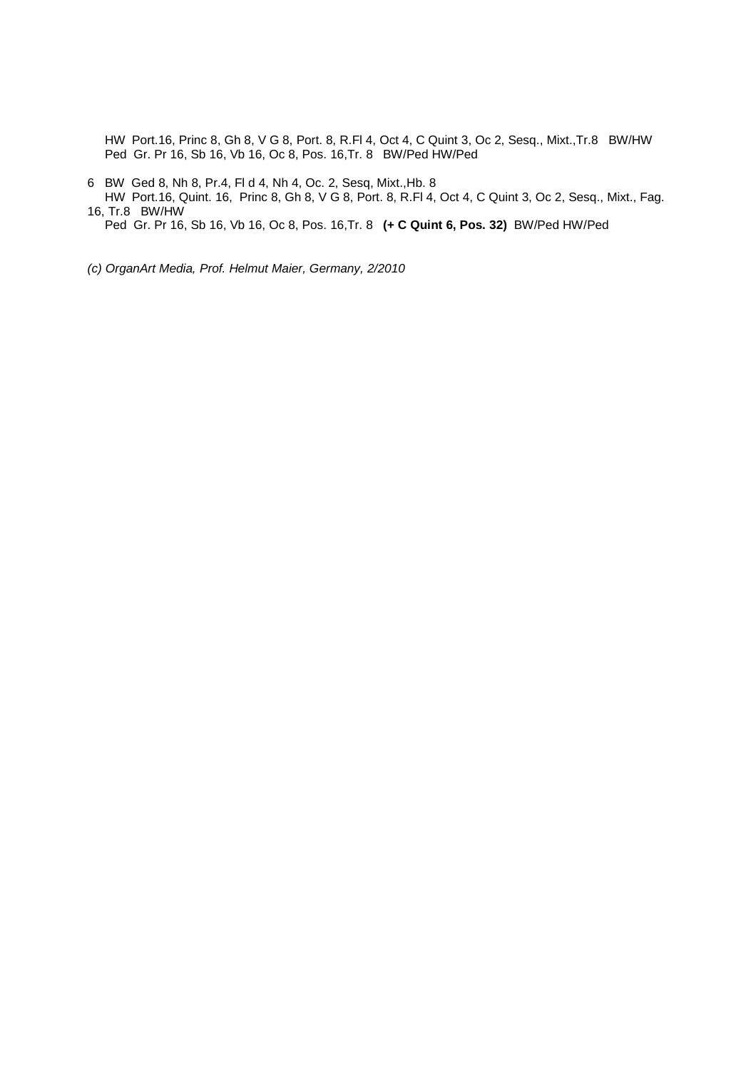HW Port.16, Princ 8, Gh 8, V G 8, Port. 8, R.Fl 4, Oct 4, C Quint 3, Oc 2, Sesq., Mixt.,Tr.8 BW/HW
Ped Gr. Pr 16, Sb 16, Vb 16, Oc 8, Pos. 16,Tr. 8 BW/Ped HW/Ped

6 BW Ged 8, Nh 8, Pr.4, Fl d 4, Nh 4, Oc. 2, Sesq, Mixt.,Hb. 8
HW Port.16, Quint. 16, Princ 8, Gh 8, V G 8, Port. 8, R.Fl 4, Oct 4, C Quint 3, Oc 2, Sesq., Mixt., Fag. 16, Tr.8 BW/HW
Ped Gr. Pr 16, Sb 16, Vb 16, Oc 8, Pos. 16,Tr. 8 **(+ C Quint 6, Pos. 32)** BW/Ped HW/Ped

*(c) OrganArt Media, Prof. Helmut Maier, Germany, 2/2010*